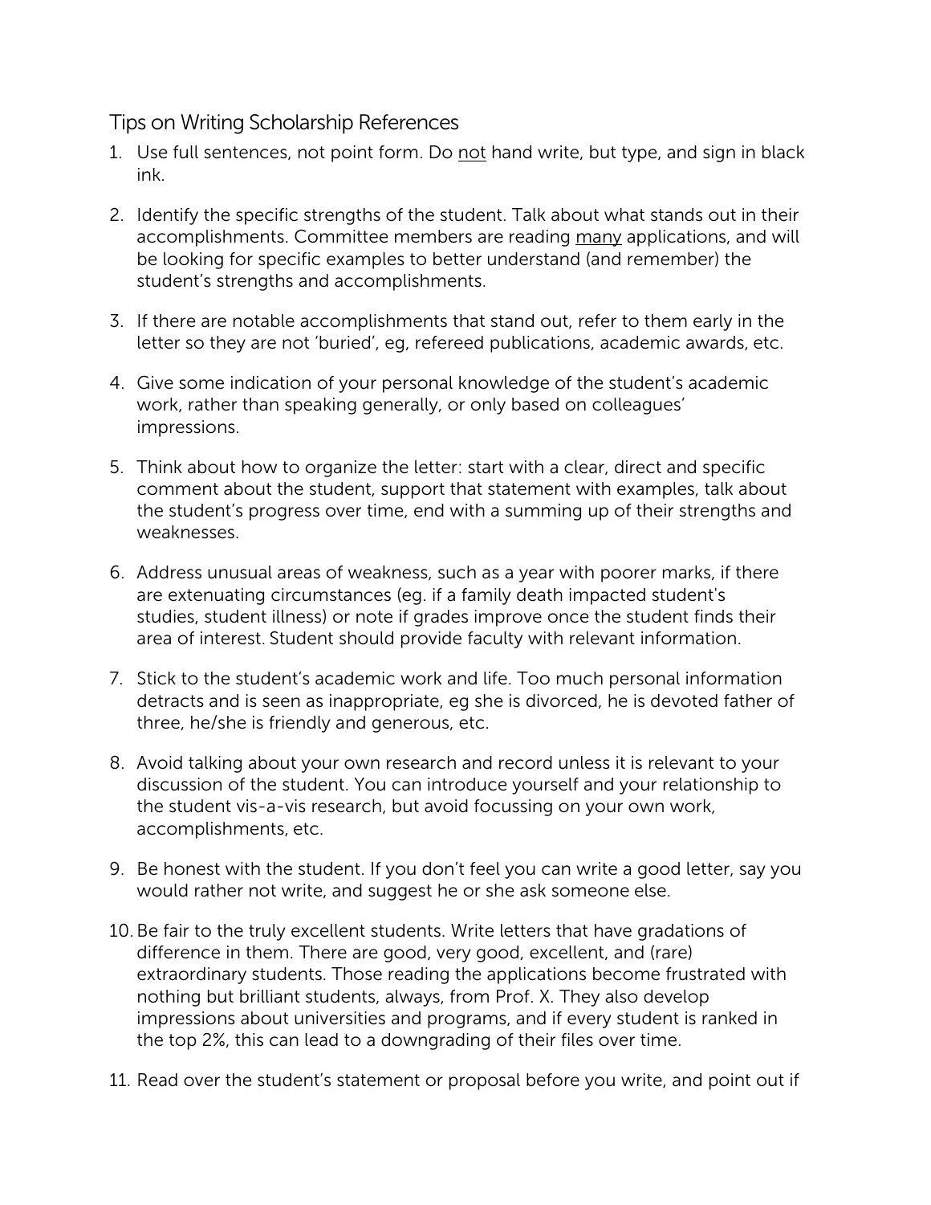## Tips on Writing Scholarship References

1. Use full sentences, not point form. Do <u>not</u> hand write, but type, and sign in black ink.

2. Identify the specific strengths of the student. Talk about what stands out in their accomplishments. Committee members are reading <u>many</u> applications, and will be looking for specific examples to better understand (and remember) the student's strengths and accomplishments.

3. If there are notable accomplishments that stand out, refer to them early in the letter so they are not 'buried', eg, refereed publications, academic awards, etc.

4. Give some indication of your personal knowledge of the student's academic work, rather than speaking generally, or only based on colleagues' impressions.

5. Think about how to organize the letter: start with a clear, direct and specific comment about the student, support that statement with examples, talk about the student's progress over time, end with a summing up of their strengths and weaknesses.

6. Address unusual areas of weakness, such as a year with poorer marks, if there are extenuating circumstances (eg. if a family death impacted student's studies, student illness) or note if grades improve once the student finds their area of interest. Student should provide faculty with relevant information.

7. Stick to the student's academic work and life. Too much personal information detracts and is seen as inappropriate, eg she is divorced, he is devoted father of three, he/she is friendly and generous, etc.

8. Avoid talking about your own research and record unless it is relevant to your discussion of the student. You can introduce yourself and your relationship to the student vis-a-vis research, but avoid focussing on your own work, accomplishments, etc.

9. Be honest with the student. If you don't feel you can write a good letter, say you would rather not write, and suggest he or she ask someone else.

10. Be fair to the truly excellent students. Write letters that have gradations of difference in them. There are good, very good, excellent, and (rare) extraordinary students. Those reading the applications become frustrated with nothing but brilliant students, always, from Prof. X. They also develop impressions about universities and programs, and if every student is ranked in the top 2%, this can lead to a downgrading of their files over time.

11. Read over the student's statement or proposal before you write, and point out if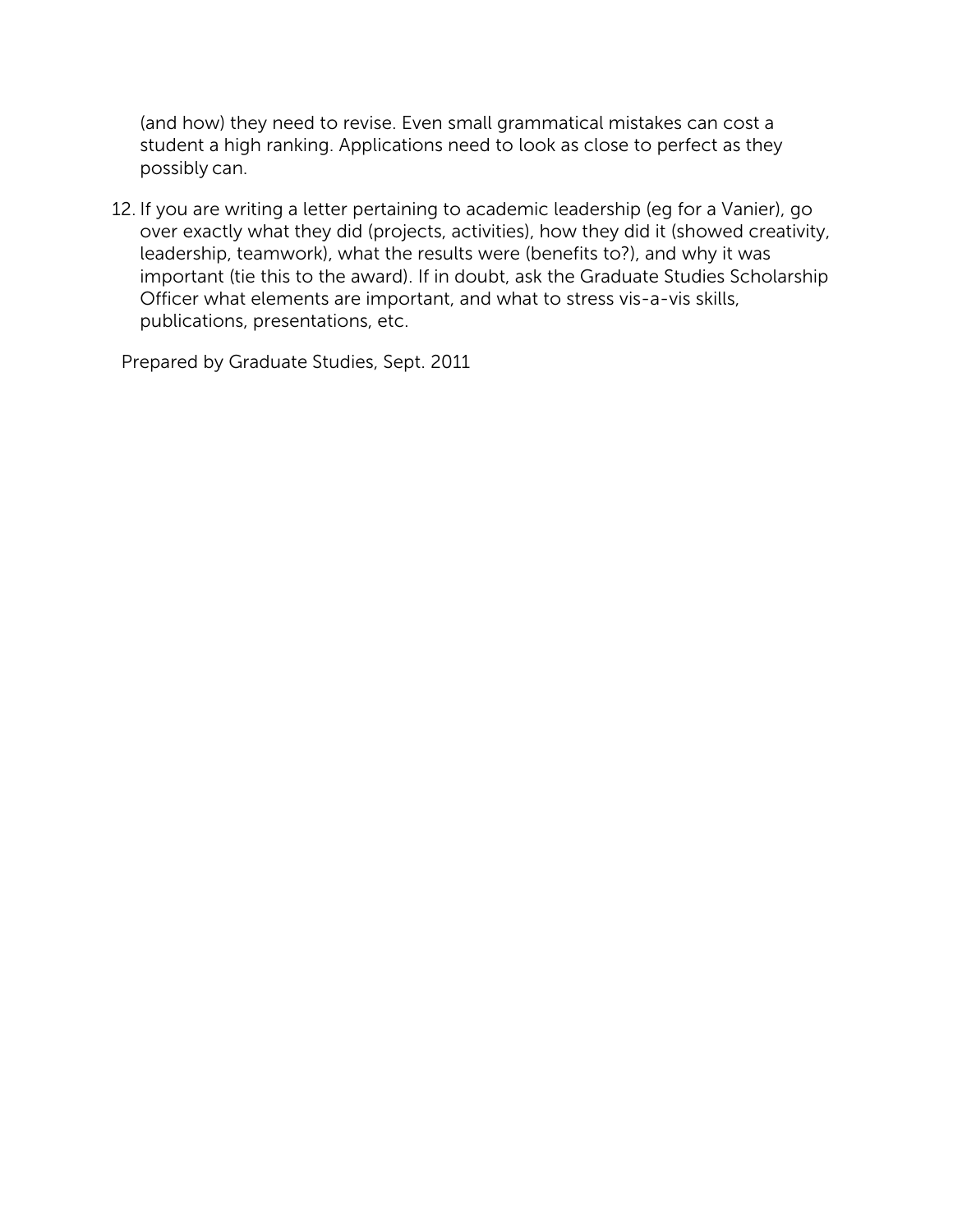(and how) they need to revise. Even small grammatical mistakes can cost a student a high ranking. Applications need to look as close to perfect as they possibly can.

12. If you are writing a letter pertaining to academic leadership (eg for a Vanier), go over exactly what they did (projects, activities), how they did it (showed creativity, leadership, teamwork), what the results were (benefits to?), and why it was important (tie this to the award). If in doubt, ask the Graduate Studies Scholarship Officer what elements are important, and what to stress vis-a-vis skills, publications, presentations, etc.

Prepared by Graduate Studies, Sept. 2011